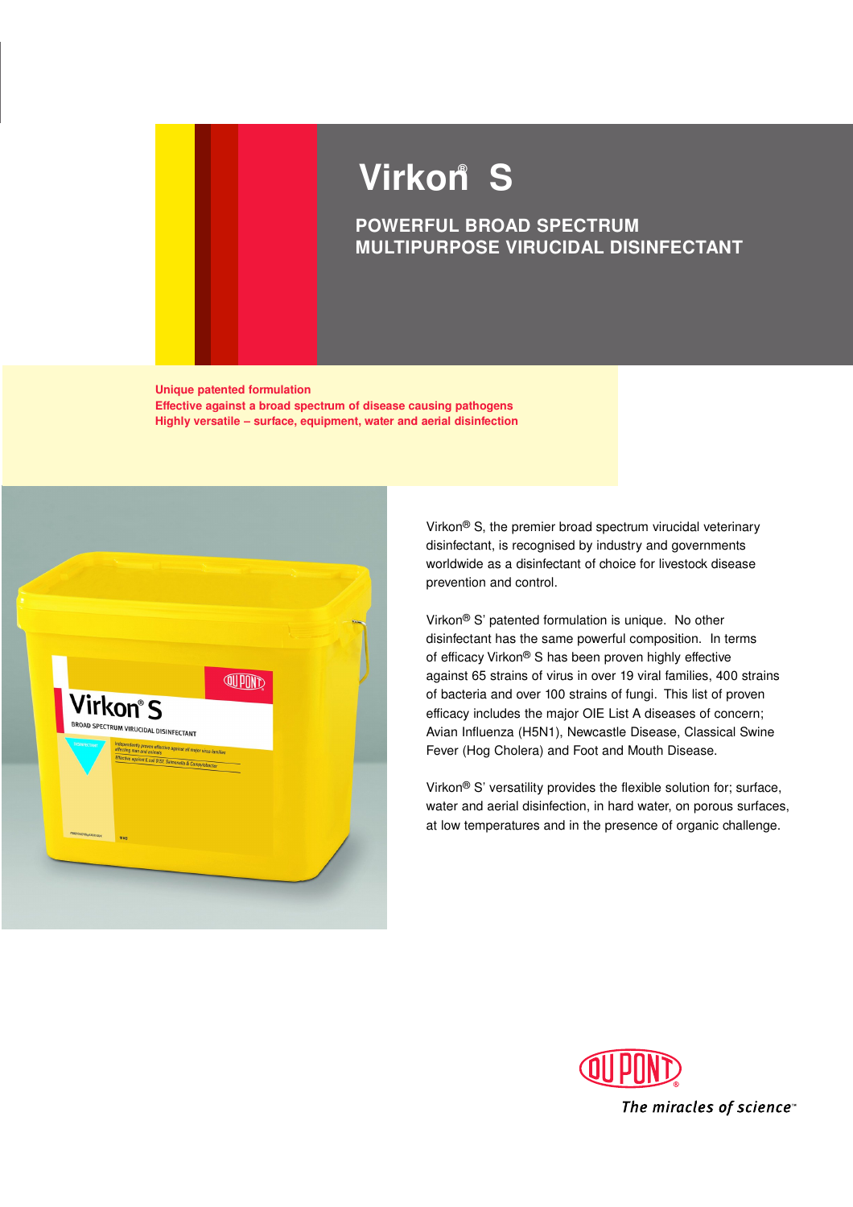# Virkon® S

## POWERFUL BROAD SPECTRUM MULTIPURPOSE VIRUCIDAL DISINFECTANT

**Unique patented formulation**
**Effective against a broad spectrum of disease causing pathogens**
**Highly versatile – surface, equipment, water and aerial disinfection**

Virkon® S, the premier broad spectrum virucidal veterinary disinfectant, is recognised by industry and governments worldwide as a disinfectant of choice for livestock disease prevention and control.

Virkon® S' patented formulation is unique. No other disinfectant has the same powerful composition. In terms of efficacy Virkon® S has been proven highly effective against 65 strains of virus in over 19 viral families, 400 strains of bacteria and over 100 strains of fungi. This list of proven efficacy includes the major OIE List A diseases of concern; Avian Influenza (H5N1), Newcastle Disease, Classical Swine Fever (Hog Cholera) and Foot and Mouth Disease.

Virkon® S' versatility provides the flexible solution for; surface, water and aerial disinfection, in hard water, on porous surfaces, at low temperatures and in the presence of organic challenge.

DU PONT®

*The miracles of science™*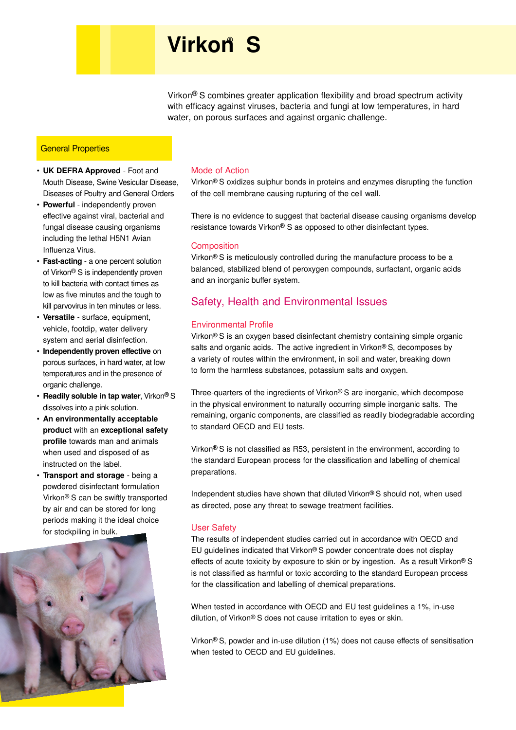# Virkon® S

Virkon® S combines greater application flexibility and broad spectrum activity with efficacy against viruses, bacteria and fungi at low temperatures, in hard water, on porous surfaces and against organic challenge.

## General Properties

- **UK DEFRA Approved** - Foot and Mouth Disease, Swine Vesicular Disease, Diseases of Poultry and General Orders
- **Powerful** - independently proven effective against viral, bacterial and fungal disease causing organisms including the lethal H5N1 Avian Influenza Virus.
- **Fast-acting** - a one percent solution of Virkon® S is independently proven to kill bacteria with contact times as low as five minutes and the tough to kill parvovirus in ten minutes or less.
- **Versatile** - surface, equipment, vehicle, footdip, water delivery system and aerial disinfection.
- **Independently proven effective** on porous surfaces, in hard water, at low temperatures and in the presence of organic challenge.
- **Readily soluble in tap water**, Virkon® S dissolves into a pink solution.
- **An environmentally acceptable product** with an **exceptional safety profile** towards man and animals when used and disposed of as instructed on the label.
- **Transport and storage** - being a powdered disinfectant formulation Virkon® S can be swiftly transported by air and can be stored for long periods making it the ideal choice for stockpiling in bulk.

### Mode of Action

Virkon® S oxidizes sulphur bonds in proteins and enzymes disrupting the function of the cell membrane causing rupturing of the cell wall.

There is no evidence to suggest that bacterial disease causing organisms develop resistance towards Virkon® S as opposed to other disinfectant types.

### Composition

Virkon® S is meticulously controlled during the manufacture process to be a balanced, stabilized blend of peroxygen compounds, surfactant, organic acids and an inorganic buffer system.

## Safety, Health and Environmental Issues

### Environmental Profile

Virkon® S is an oxygen based disinfectant chemistry containing simple organic salts and organic acids. The active ingredient in Virkon® S, decomposes by a variety of routes within the environment, in soil and water, breaking down to form the harmless substances, potassium salts and oxygen.

Three-quarters of the ingredients of Virkon® S are inorganic, which decompose in the physical environment to naturally occurring simple inorganic salts. The remaining, organic components, are classified as readily biodegradable according to standard OECD and EU tests.

Virkon® S is not classified as R53, persistent in the environment, according to the standard European process for the classification and labelling of chemical preparations.

Independent studies have shown that diluted Virkon® S should not, when used as directed, pose any threat to sewage treatment facilities.

### User Safety

The results of independent studies carried out in accordance with OECD and EU guidelines indicated that Virkon® S powder concentrate does not display effects of acute toxicity by exposure to skin or by ingestion. As a result Virkon® S is not classified as harmful or toxic according to the standard European process for the classification and labelling of chemical preparations.

When tested in accordance with OECD and EU test guidelines a 1%, in-use dilution, of Virkon® S does not cause irritation to eyes or skin.

Virkon® S, powder and in-use dilution (1%) does not cause effects of sensitisation when tested to OECD and EU guidelines.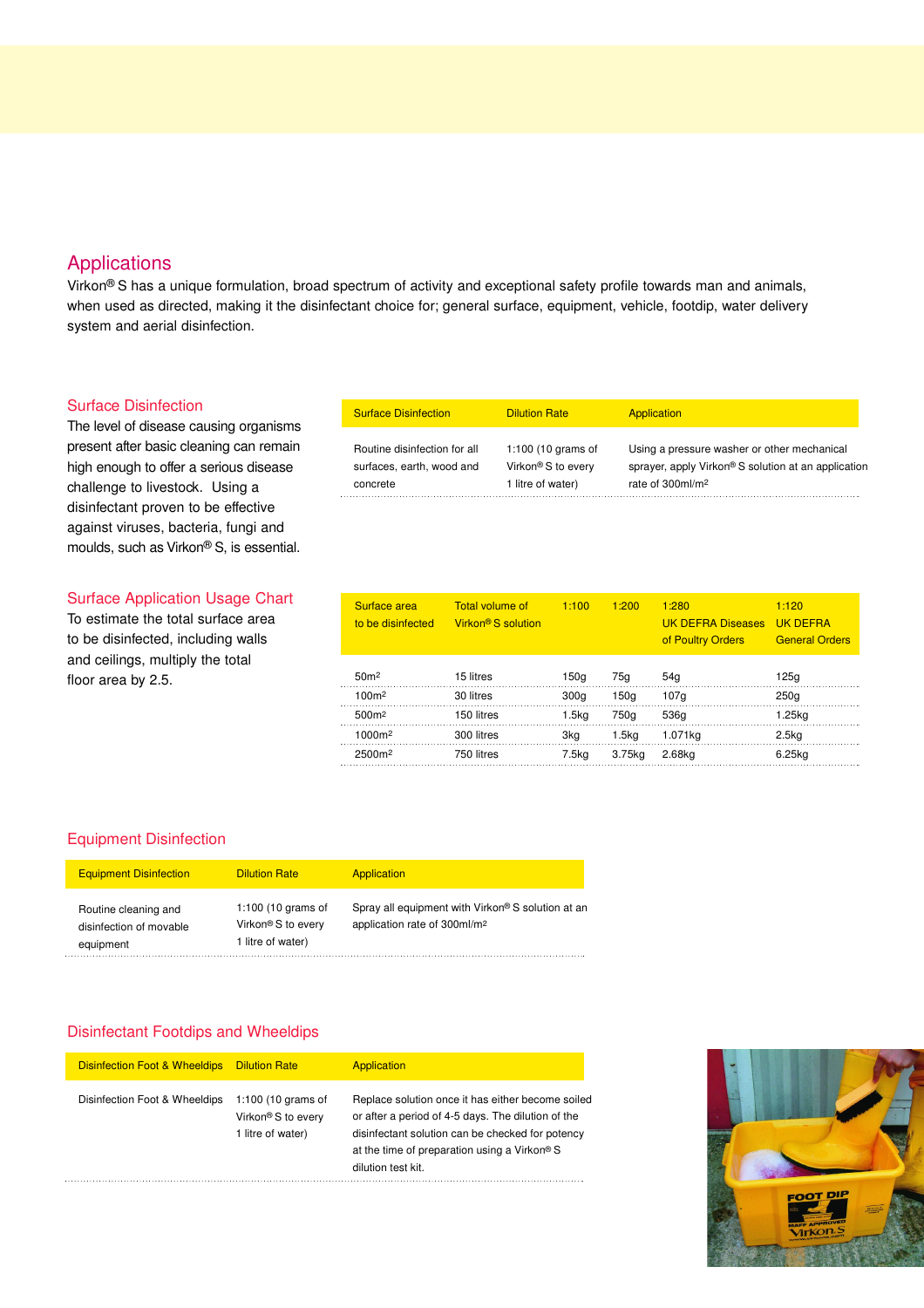## Applications

Virkon® S has a unique formulation, broad spectrum of activity and exceptional safety profile towards man and animals, when used as directed, making it the disinfectant choice for; general surface, equipment, vehicle, footdip, water delivery system and aerial disinfection.

### Surface Disinfection

The level of disease causing organisms present after basic cleaning can remain high enough to offer a serious disease challenge to livestock. Using a disinfectant proven to be effective against viruses, bacteria, fungi and moulds, such as Virkon® S, is essential.

| Surface Disinfection | Dilution Rate | Application |
|---|---|---|
| Routine disinfection for all surfaces, earth, wood and concrete | 1:100 (10 grams of Virkon® S to every 1 litre of water) | Using a pressure washer or other mechanical sprayer, apply Virkon® S solution at an application rate of 300ml/m² |

### Surface Application Usage Chart

To estimate the total surface area to be disinfected, including walls and ceilings, multiply the total floor area by 2.5.

| Surface area to be disinfected | Total volume of Virkon® S solution | 1:100 | 1:200 | 1:280 UK DEFRA Diseases of Poultry Orders | 1:120 UK DEFRA General Orders |
|---|---|---|---|---|---|
| 50m² | 15 litres | 150g | 75g | 54g | 125g |
| 100m² | 30 litres | 300g | 150g | 107g | 250g |
| 500m² | 150 litres | 1.5kg | 750g | 536g | 1.25kg |
| 1000m² | 300 litres | 3kg | 1.5kg | 1.071kg | 2.5kg |
| 2500m² | 750 litres | 7.5kg | 3.75kg | 2.68kg | 6.25kg |

### Equipment Disinfection

| Equipment Disinfection | Dilution Rate | Application |
|---|---|---|
| Routine cleaning and disinfection of movable equipment | 1:100 (10 grams of Virkon® S to every 1 litre of water) | Spray all equipment with Virkon® S solution at an application rate of 300ml/m² |

### Disinfectant Footdips and Wheeldips

| Disinfection Foot & Wheeldips | Dilution Rate | Application |
|---|---|---|
| Disinfection Foot & Wheeldips | 1:100 (10 grams of Virkon® S to every 1 litre of water) | Replace solution once it has either become soiled or after a period of 4-5 days. The dilution of the disinfectant solution can be checked for potency at the time of preparation using a Virkon® S dilution test kit. |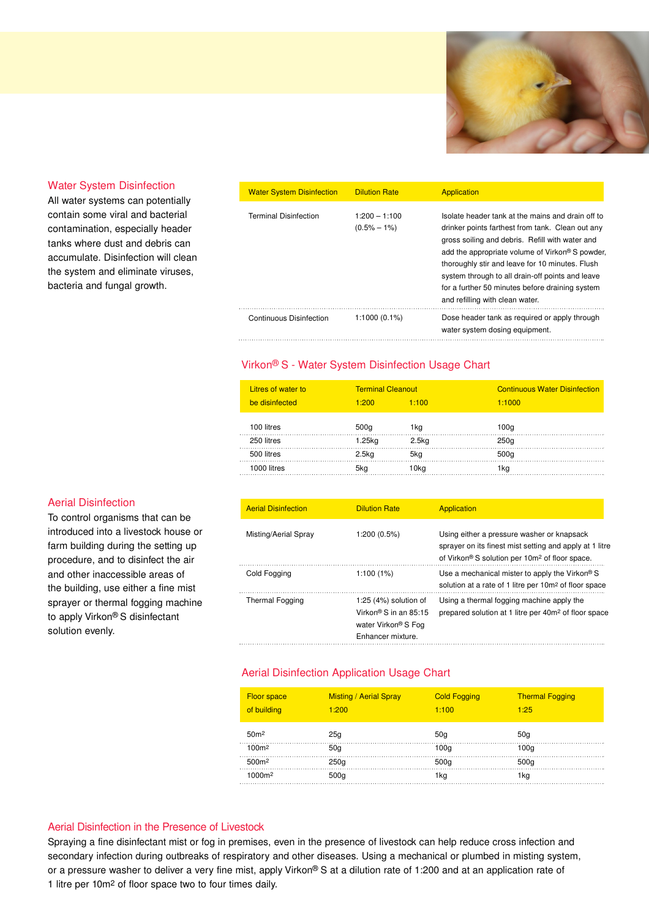## Water System Disinfection

All water systems can potentially contain some viral and bacterial contamination, especially header tanks where dust and debris can accumulate. Disinfection will clean the system and eliminate viruses, bacteria and fungal growth.

| Water System Disinfection | Dilution Rate | Application |
|---|---|---|
| Terminal Disinfection | 1:200 – 1:100 (0.5% – 1%) | Isolate header tank at the mains and drain off to drinker points farthest from tank. Clean out any gross soiling and debris. Refill with water and add the appropriate volume of Virkon® S powder, thoroughly stir and leave for 10 minutes. Flush system through to all drain-off points and leave for a further 50 minutes before draining system and refilling with clean water. |
| Continuous Disinfection | 1:1000 (0.1%) | Dose header tank as required or apply through water system dosing equipment. |

### Virkon® S - Water System Disinfection Usage Chart

| Litres of water to be disinfected | Terminal Cleanout 1:200 | 1:100 | Continuous Water Disinfection 1:1000 |
|---|---|---|---|
| 100 litres | 500g | 1kg | 100g |
| 250 litres | 1.25kg | 2.5kg | 250g |
| 500 litres | 2.5kg | 5kg | 500g |
| 1000 litres | 5kg | 10kg | 1kg |

## Aerial Disinfection

To control organisms that can be introduced into a livestock house or farm building during the setting up procedure, and to disinfect the air and other inaccessible areas of the building, use either a fine mist sprayer or thermal fogging machine to apply Virkon® S disinfectant solution evenly.

| Aerial Disinfection | Dilution Rate | Application |
|---|---|---|
| Misting/Aerial Spray | 1:200 (0.5%) | Using either a pressure washer or knapsack sprayer on its finest mist setting and apply at 1 litre of Virkon® S solution per 10m² of floor space. |
| Cold Fogging | 1:100 (1%) | Use a mechanical mister to apply the Virkon® S solution at a rate of 1 litre per 10m² of floor space |
| Thermal Fogging | 1:25 (4%) solution of Virkon® S in an 85:15 water Virkon® S Fog Enhancer mixture. | Using a thermal fogging machine apply the prepared solution at 1 litre per 40m² of floor space |

### Aerial Disinfection Application Usage Chart

| Floor space of building | Misting / Aerial Spray 1:200 | Cold Fogging 1:100 | Thermal Fogging 1:25 |
|---|---|---|---|
| 50m² | 25g | 50g | 50g |
| 100m² | 50g | 100g | 100g |
| 500m² | 250g | 500g | 500g |
| 1000m² | 500g | 1kg | 1kg |

## Aerial Disinfection in the Presence of Livestock

Spraying a fine disinfectant mist or fog in premises, even in the presence of livestock can help reduce cross infection and secondary infection during outbreaks of respiratory and other diseases. Using a mechanical or plumbed in misting system, or a pressure washer to deliver a very fine mist, apply Virkon® S at a dilution rate of 1:200 and at an application rate of 1 litre per 10m² of floor space two to four times daily.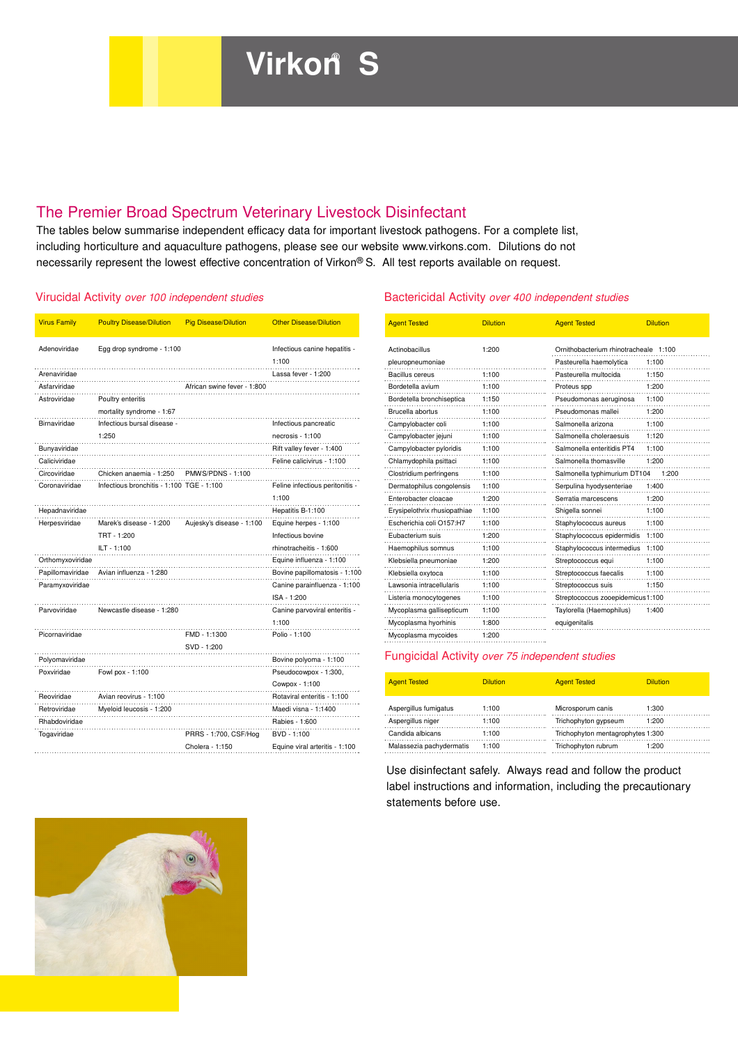# Virkon® S

## The Premier Broad Spectrum Veterinary Livestock Disinfectant

The tables below summarise independent efficacy data for important livestock pathogens. For a complete list, including horticulture and aquaculture pathogens, please see our website www.virkons.com. Dilutions do not necessarily represent the lowest effective concentration of Virkon® S. All test reports available on request.

### Virucidal Activity *over 100 independent studies*

| Virus Family | Poultry Disease/Dilution | Pig Disease/Dilution | Other Disease/Dilution |
|---|---|---|---|
| Adenoviridae | Egg drop syndrome - 1:100 | | Infectious canine hepatitis - 1:100 |
| Arenaviridae | | | Lassa fever - 1:200 |
| Asfarviridae | | African swine fever - 1:800 | |
| Astroviridae | Poultry enteritis mortality syndrome - 1:67 | | |
| Birnaviridae | Infectious bursal disease - 1:250 | | Infectious pancreatic necrosis - 1:100 |
| Bunyaviridae | | | Rift valley fever - 1:400 |
| Caliciviridae | | | Feline calicivirus - 1:100 |
| Circoviridae | Chicken anaemia - 1:250 | PMWS/PDNS - 1:100 | |
| Coronaviridae | Infectious bronchitis - 1:100 | TGE - 1:100 | Feline infectious peritonitis - 1:100 |
| Hepadnaviridae | | | Hepatitis B-1:100 |
| Herpesviridae | Marek's disease - 1:200<br>TRT - 1:200<br>ILT - 1:100 | Aujesky's disease - 1:100 | Equine herpes - 1:100<br>Infectious bovine rhinotracheitis - 1:600 |
| Orthomyxoviridae | | | Equine influenza - 1:100 |
| Papillomaviridae | Avian influenza - 1:280 | | Bovine papillomatosis - 1:100 |
| Paramyxoviridae | | | Canine parainfluenza - 1:100<br>ISA - 1:200 |
| Parvoviridae | Newcastle disease - 1:280 | | Canine parvoviral enteritis - 1:100 |
| Picornaviridae | | FMD - 1:1300<br>SVD - 1:200 | Polio - 1:100 |
| Polyomaviridae | | | Bovine polyoma - 1:100 |
| Poxviridae | Fowl pox - 1:100 | | Pseudocowpox - 1:300,<br>Cowpox - 1:100 |
| Reoviridae | Avian reovirus - 1:100 | | Rotaviral enteritis - 1:100 |
| Retroviridae | Myeloid leucosis - 1:200 | | Maedi visna - 1:1400 |
| Rhabdoviridae | | | Rabies - 1:600 |
| Togaviridae | | PRRS - 1:700, CSF/Hog Cholera - 1:150 | BVD - 1:100<br>Equine viral arteritis - 1:100 |

### Bactericidal Activity *over 400 independent studies*

| Agent Tested | Dilution | Agent Tested | Dilution |
|---|---|---|---|
| Actinobacillus pleuropneumoniae | 1:200 | Ornithobacterium rhinotracheale | 1:100 |
| Bacillus cereus | 1:100 | Pasteurella haemolytica | 1:100 |
| Bordetella avium | 1:100 | Pasteurella multocida | 1:150 |
| Bordetella bronchiseptica | 1:150 | Proteus spp | 1:200 |
| Brucella abortus | 1:100 | Pseudomonas aeruginosa | 1:100 |
| Campylobacter coli | 1:100 | Pseudomonas mallei | 1:200 |
| Campylobacter jejuni | 1:100 | Salmonella arizona | 1:100 |
| Campylobacter pyloridis | 1:100 | Salmonella choleraesuis | 1:120 |
| Chlamydophila psittaci | 1:100 | Salmonella enteritidis PT4 | 1:100 |
| Clostridium perfringens | 1:100 | Salmonella thomasville | 1:200 |
| Dermatophilus congolensis | 1:100 | Salmonella typhimurium DT104 | 1:200 |
| Enterobacter cloacae | 1:200 | Serpulina hyodysenteriae | 1:400 |
| Erysipelothrix rhusiopathiae | 1:100 | Serratia marcescens | 1:200 |
| Escherichia coli O157:H7 | 1:100 | Shigella sonnei | 1:100 |
| Eubacterium suis | 1:200 | Staphylococcus aureus | 1:100 |
| Haemophilus somnus | 1:100 | Staphylococcus epidermidis | 1:100 |
| Klebsiella pneumoniae | 1:200 | Staphylococcus intermedius | 1:100 |
| Klebsiella oxytoca | 1:100 | Streptococcus equi | 1:100 |
| Lawsonia intracellularis | 1:100 | Streptococcus faecalis | 1:100 |
| Listeria monocytogenes | 1:100 | Streptococcus suis | 1:150 |
| Mycoplasma gallisepticum | 1:100 | Streptococcus zooepidemicus | 1:100 |
| Mycoplasma hyorhinis | 1:800 | Taylorella (Haemophilus) equigenitalis | 1:400 |
| Mycoplasma mycoides | 1:200 | | |

### Fungicidal Activity *over 75 independent studies*

| Agent Tested | Dilution | Agent Tested | Dilution |
|---|---|---|---|
| Aspergillus fumigatus | 1:100 | Microsporum canis | 1:300 |
| Aspergillus niger | 1:100 | Trichophyton gypseum | 1:200 |
| Candida albicans | 1:100 | Trichophyton mentagrophytes | 1:300 |
| Malassezia pachydermatis | 1:100 | Trichophyton rubrum | 1:200 |

Use disinfectant safely. Always read and follow the product label instructions and information, including the precautionary statements before use.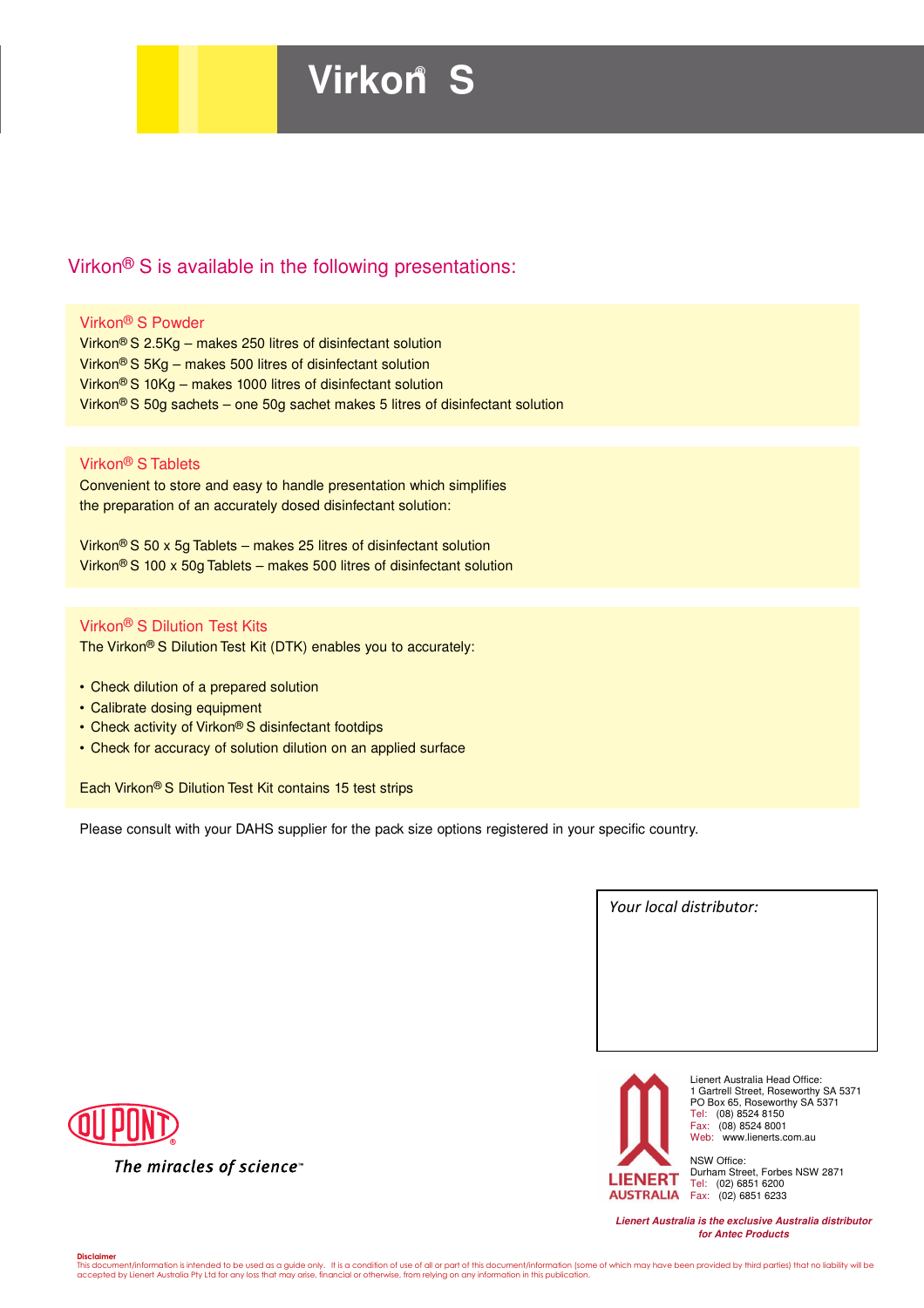# Virkon® S

## Virkon® S is available in the following presentations:

### Virkon® S Powder

Virkon® S 2.5Kg – makes 250 litres of disinfectant solution
Virkon® S 5Kg – makes 500 litres of disinfectant solution
Virkon® S 10Kg – makes 1000 litres of disinfectant solution
Virkon® S 50g sachets – one 50g sachet makes 5 litres of disinfectant solution

### Virkon® S Tablets

Convenient to store and easy to handle presentation which simplifies the preparation of an accurately dosed disinfectant solution:

Virkon® S 50 x 5g Tablets – makes 25 litres of disinfectant solution
Virkon® S 100 x 50g Tablets – makes 500 litres of disinfectant solution

### Virkon® S Dilution Test Kits

The Virkon® S Dilution Test Kit (DTK) enables you to accurately:

- Check dilution of a prepared solution
- Calibrate dosing equipment
- Check activity of Virkon® S disinfectant footdips
- Check for accuracy of solution dilution on an applied surface

Each Virkon® S Dilution Test Kit contains 15 test strips

Please consult with your DAHS supplier for the pack size options registered in your specific country.

*Your local distributor:*

DUPONT®
*The miracles of science™*

LIENERT AUSTRALIA

Lienert Australia Head Office:
1 Gartrell Street, Roseworthy SA 5371
PO Box 65, Roseworthy SA 5371
Tel: (08) 8524 8150
Fax: (08) 8524 8001
Web: www.lienerts.com.au

NSW Office:
Durham Street, Forbes NSW 2871
Tel: (02) 6851 6200
Fax: (02) 6851 6233

***Lienert Australia is the exclusive Australia distributor for Antec Products***

**Disclaimer**
This document/information is intended to be used as a guide only. It is a condition of use of all or part of this document/information (some of which may have been provided by third parties) that no liability will be accepted by Lienert Australia Pty Ltd for any loss that may arise, financial or otherwise, from relying on any information in this publication.